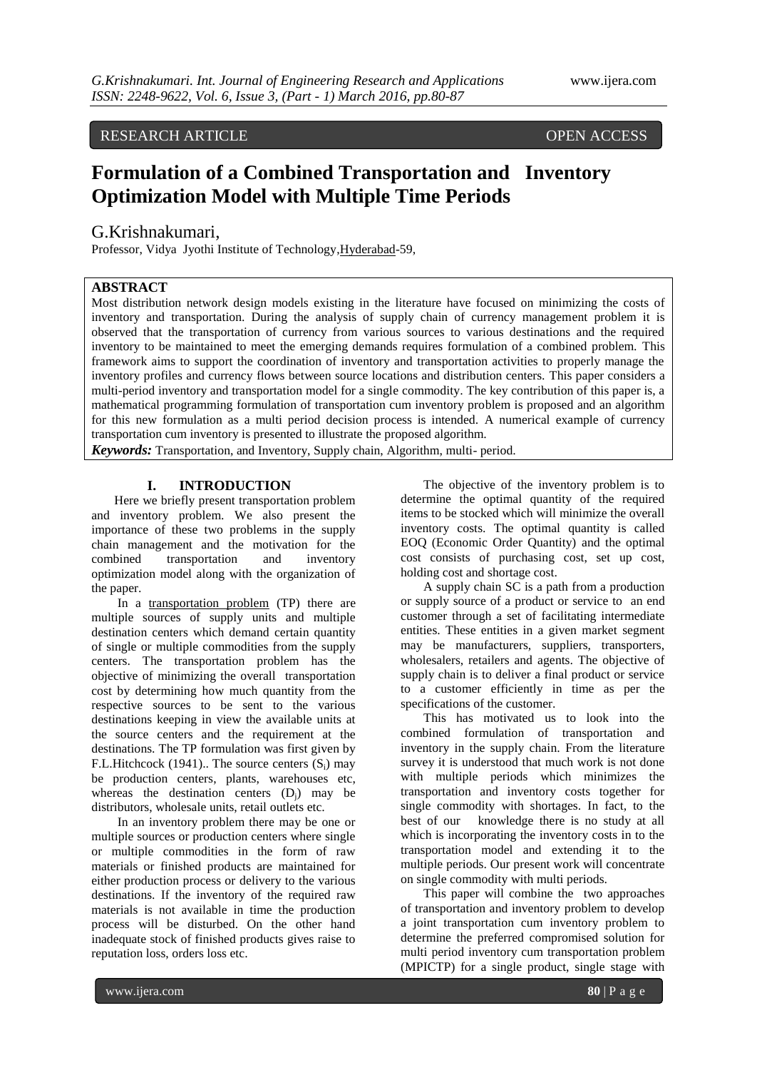RESEARCH ARTICLE OPEN ACCESS

# Formulation of a Combined Transportation and Inventory Optimization Model with Multiple Time Periods

G.Krishnakumari,

Professor, Vidya Jyothi Institute of Technology,Hyderabad-59,

## ABSTRACT

Most distribution network design models existing in the literature have focused on minimizing the costs of inventory and transportation. During the analysis of supply chain of currency management problem it is observed that the transportation of currency from various sources to various destinations and the required inventory to be maintained to meet the emerging demands requires formulation of a combined problem. This framework aims to support the coordination of inventory and transportation activities to properly manage the inventory profiles and currency flows between source locations and distribution centers. This paper considers a multi-period inventory and transportation model for a single commodity. The key contribution of this paper is, a mathematical programming formulation of transportation cum inventory problem is proposed and an algorithm for this new formulation as a multi period decision process is intended. A numerical example of currency transportation cum inventory is presented to illustrate the proposed algorithm.

***Keywords:*** Transportation, and Inventory, Supply chain, Algorithm, multi- period.

## I. INTRODUCTION

Here we briefly present transportation problem and inventory problem. We also present the importance of these two problems in the supply chain management and the motivation for the combined transportation and inventory optimization model along with the organization of the paper.

In a transportation problem (TP) there are multiple sources of supply units and multiple destination centers which demand certain quantity of single or multiple commodities from the supply centers. The transportation problem has the objective of minimizing the overall transportation cost by determining how much quantity from the respective sources to be sent to the various destinations keeping in view the available units at the source centers and the requirement at the destinations. The TP formulation was first given by F.L.Hitchcock (1941).. The source centers ($S_i$) may be production centers, plants, warehouses etc, whereas the destination centers ($D_j$) may be distributors, wholesale units, retail outlets etc.

In an inventory problem there may be one or multiple sources or production centers where single or multiple commodities in the form of raw materials or finished products are maintained for either production process or delivery to the various destinations. If the inventory of the required raw materials is not available in time the production process will be disturbed. On the other hand inadequate stock of finished products gives raise to reputation loss, orders loss etc.

The objective of the inventory problem is to determine the optimal quantity of the required items to be stocked which will minimize the overall inventory costs. The optimal quantity is called EOQ (Economic Order Quantity) and the optimal cost consists of purchasing cost, set up cost, holding cost and shortage cost.

A supply chain SC is a path from a production or supply source of a product or service to an end customer through a set of facilitating intermediate entities. These entities in a given market segment may be manufacturers, suppliers, transporters, wholesalers, retailers and agents. The objective of supply chain is to deliver a final product or service to a customer efficiently in time as per the specifications of the customer.

This has motivated us to look into the combined formulation of transportation and inventory in the supply chain. From the literature survey it is understood that much work is not done with multiple periods which minimizes the transportation and inventory costs together for single commodity with shortages. In fact, to the best of our knowledge there is no study at all which is incorporating the inventory costs in to the transportation model and extending it to the multiple periods. Our present work will concentrate on single commodity with multi periods.

This paper will combine the two approaches of transportation and inventory problem to develop a joint transportation cum inventory problem to determine the preferred compromised solution for multi period inventory cum transportation problem (MPICTP) for a single product, single stage with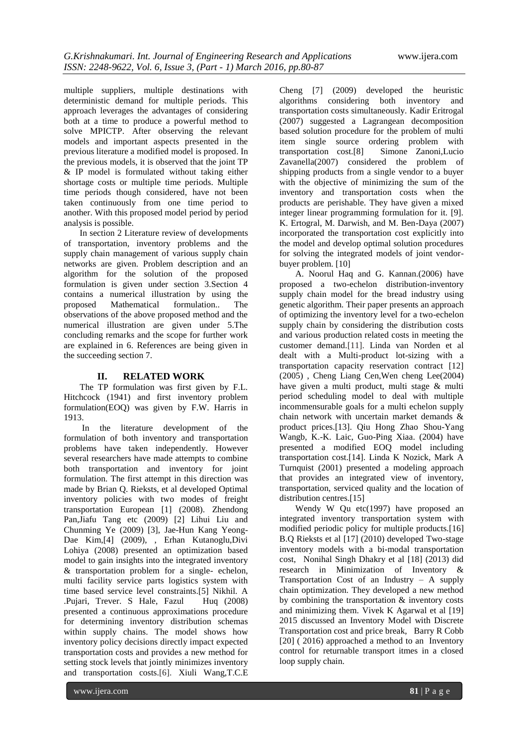multiple suppliers, multiple destinations with deterministic demand for multiple periods. This approach leverages the advantages of considering both at a time to produce a powerful method to solve MPICTP. After observing the relevant models and important aspects presented in the previous literature a modified model is proposed. In the previous models, it is observed that the joint TP & IP model is formulated without taking either shortage costs or multiple time periods. Multiple time periods though considered, have not been taken continuously from one time period to another. With this proposed model period by period analysis is possible.

In section 2 Literature review of developments of transportation, inventory problems and the supply chain management of various supply chain networks are given. Problem description and an algorithm for the solution of the proposed formulation is given under section 3.Section 4 contains a numerical illustration by using the proposed Mathematical formulation.. The observations of the above proposed method and the numerical illustration are given under 5.The concluding remarks and the scope for further work are explained in 6. References are being given in the succeeding section 7.

## II. RELATED WORK

The TP formulation was first given by F.L. Hitchcock (1941) and first inventory problem formulation(EOQ) was given by F.W. Harris in 1913.

In the literature development of the formulation of both inventory and transportation problems have taken independently. However several researchers have made attempts to combine both transportation and inventory for joint formulation. The first attempt in this direction was made by Brian Q. Rieksts, et al developed Optimal inventory policies with two modes of freight transportation European [1] (2008). Zhendong Pan,Jiafu Tang etc (2009) [2] Lihui Liu and Chunming Ye (2009) [3], Jae-Hun Kang Yeong-Dae Kim,[4] (2009), , Erhan Kutanoglu,Divi Lohiya (2008) presented an optimization based model to gain insights into the integrated inventory & transportation problem for a single- echelon, multi facility service parts logistics system with time based service level constraints.[5] Nikhil. A .Pujari, Trever. S Hale, Fazul Huq (2008) presented a continuous approximations procedure for determining inventory distribution schemas within supply chains. The model shows how inventory policy decisions directly impact expected transportation costs and provides a new method for setting stock levels that jointly minimizes inventory and transportation costs.[6]. Xiuli Wang,T.C.E Cheng [7] (2009) developed the heuristic algorithms considering both inventory and transportation costs simultaneously. Kadir Eritrogal (2007) suggested a Lagrangean decomposition based solution procedure for the problem of multi item single source ordering problem with transportation cost.[8] Simone Zanoni,Lucio Zavanella(2007) considered the problem of shipping products from a single vendor to a buyer with the objective of minimizing the sum of the inventory and transportation costs when the products are perishable. They have given a mixed integer linear programming formulation for it. [9]. K. Ertogral, M. Darwish, and M. Ben-Daya (2007) incorporated the transportation cost explicitly into the model and develop optimal solution procedures for solving the integrated models of joint vendor-buyer problem. [10]

A. Noorul Haq and G. Kannan.(2006) have proposed a two-echelon distribution-inventory supply chain model for the bread industry using genetic algorithm. Their paper presents an approach of optimizing the inventory level for a two-echelon supply chain by considering the distribution costs and various production related costs in meeting the customer demand.[11]. Linda van Norden et al dealt with a Multi-product lot-sizing with a transportation capacity reservation contract [12] (2005) , Cheng Liang Cen,Wen cheng Lee(2004) have given a multi product, multi stage & multi period scheduling model to deal with multiple incommensurable goals for a multi echelon supply chain network with uncertain market demands & product prices.[13]. Qiu Hong Zhao Shou-Yang Wangb, K.-K. Laic, Guo-Ping Xiaa. (2004) have presented a modified EOQ model including transportation cost.[14]. Linda K Nozick, Mark A Turnquist (2001) presented a modeling approach that provides an integrated view of inventory, transportation, serviced quality and the location of distribution centres.[15]

Wendy W Qu etc(1997) have proposed an integrated inventory transportation system with modified periodic policy for multiple products.[16] B.Q Rieksts et al [17] (2010) developed Two-stage inventory models with a bi-modal transportation cost, Nonihal Singh Dhakry et al [18] (2013) did research in Minimization of Inventory & Transportation Cost of an Industry – A supply chain optimization. They developed a new method by combining the transportation & inventory costs and minimizing them. Vivek K Agarwal et al [19] 2015 discussed an Inventory Model with Discrete Transportation cost and price break, Barry R Cobb [20] ( 2016) approached a method to an Inventory control for returnable transport itmes in a closed loop supply chain.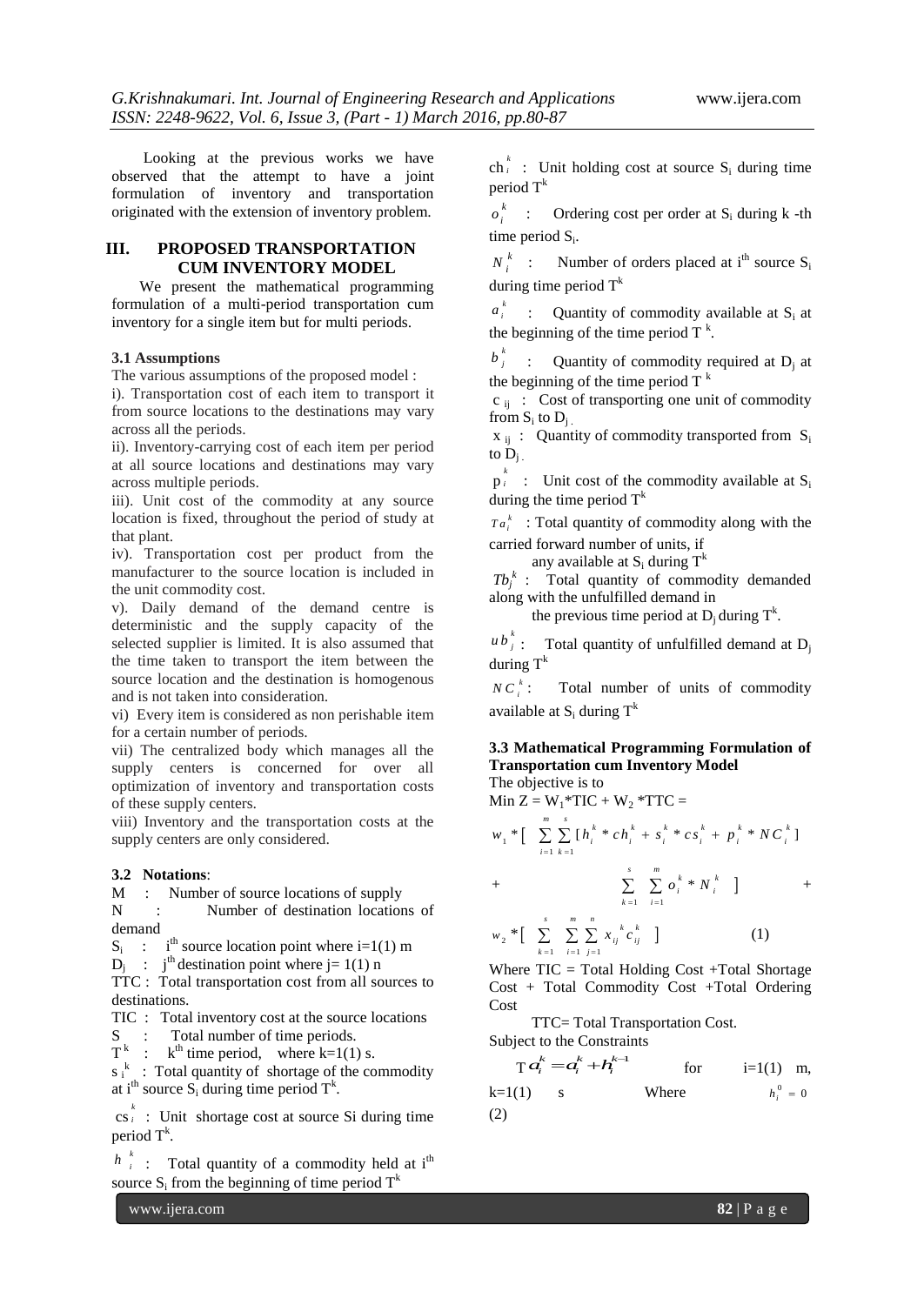Looking at the previous works we have observed that the attempt to have a joint formulation of inventory and transportation originated with the extension of inventory problem.

## III. PROPOSED TRANSPORTATION CUM INVENTORY MODEL

We present the mathematical programming formulation of a multi-period transportation cum inventory for a single item but for multi periods.

### 3.1 Assumptions

The various assumptions of the proposed model :

i). Transportation cost of each item to transport it from source locations to the destinations may vary across all the periods.

ii). Inventory-carrying cost of each item per period at all source locations and destinations may vary across multiple periods.

iii). Unit cost of the commodity at any source location is fixed, throughout the period of study at that plant.

iv). Transportation cost per product from the manufacturer to the source location is included in the unit commodity cost.

v). Daily demand of the demand centre is deterministic and the supply capacity of the selected supplier is limited. It is also assumed that the time taken to transport the item between the source location and the destination is homogenous and is not taken into consideration.

vi) Every item is considered as non perishable item for a certain number of periods.

vii) The centralized body which manages all the supply centers is concerned for over all optimization of inventory and transportation costs of these supply centers.

viii) Inventory and the transportation costs at the supply centers are only considered.

### 3.2 Notations:

M : Number of source locations of supply

N : Number of destination locations of demand

$S_i$ : $i^{th}$ source location point where i=1(1) m

$D_j$ : $j^{th}$ destination point where j= 1(1) n

TTC : Total transportation cost from all sources to destinations.

TIC : Total inventory cost at the source locations

S : Total number of time periods.

$T^k$ : $k^{th}$ time period, where k=1(1) s.

$s_i^k$ : Total quantity of shortage of the commodity at $i^{th}$ source $S_i$ during time period $T^k$.

$cs_i^k$ : Unit shortage cost at source Si during time period $T^k$.

$h_i^k$ : Total quantity of a commodity held at $i^{th}$ source $S_i$ from the beginning of time period $T^k$

$ch_i^k$ : Unit holding cost at source $S_i$ during time period $T^k$

$o_i^k$ : Ordering cost per order at $S_i$ during k -th time period $S_i$.

$N_i^k$ : Number of orders placed at $i^{th}$ source $S_i$ during time period $T^k$

$a_i^k$ : Quantity of commodity available at $S_i$ at the beginning of the time period $T^k$.

$b_j^k$ : Quantity of commodity required at $D_j$ at the beginning of the time period $T^k$

$c_{ij}$ : Cost of transporting one unit of commodity from $S_i$ to $D_j$.

$x_{ij}$ : Quantity of commodity transported from $S_i$ to $D_j$.

$p_i^k$ : Unit cost of the commodity available at $S_i$ during the time period $T^k$

$Ta_i^k$ : Total quantity of commodity along with the carried forward number of units, if any available at $S_i$ during $T^k$

$Tb_j^k$ : Total quantity of commodity demanded along with the unfulfilled demand in the previous time period at $D_j$ during $T^k$.

$ub_j^k$ : Total quantity of unfulfilled demand at $D_j$ during $T^k$

$NC_i^k$ : Total number of units of commodity available at $S_i$ during $T^k$

### 3.3 Mathematical Programming Formulation of Transportation cum Inventory Model

The objective is to

Min Z = $W_1$*TIC + $W_2$ *TTC =

$$w_1 * \left[ \sum_{i=1}^{m} \sum_{k=1}^{s} [h_i^k * ch_i^k + s_i^k * cs_i^k + p_i^k * NC_i^k] + \sum_{k=1}^{s} \sum_{i=1}^{m} o_i^k * N_i^k \right] + w_2 * \left[ \sum_{k=1}^{s} \sum_{i=1}^{m} \sum_{j=1}^{n} x_{ij}^k c_{ij}^k \right] \quad (1)$$

Where TIC = Total Holding Cost +Total Shortage Cost + Total Commodity Cost +Total Ordering Cost

TTC= Total Transportation Cost.

Subject to the Constraints

$$Ta_i^k = a_i^k + h_i^{k-1} \quad \text{for} \quad i=1(1)\ m, \quad k=1(1)\ s \quad \text{Where} \quad h_i^0 = 0 \quad (2)$$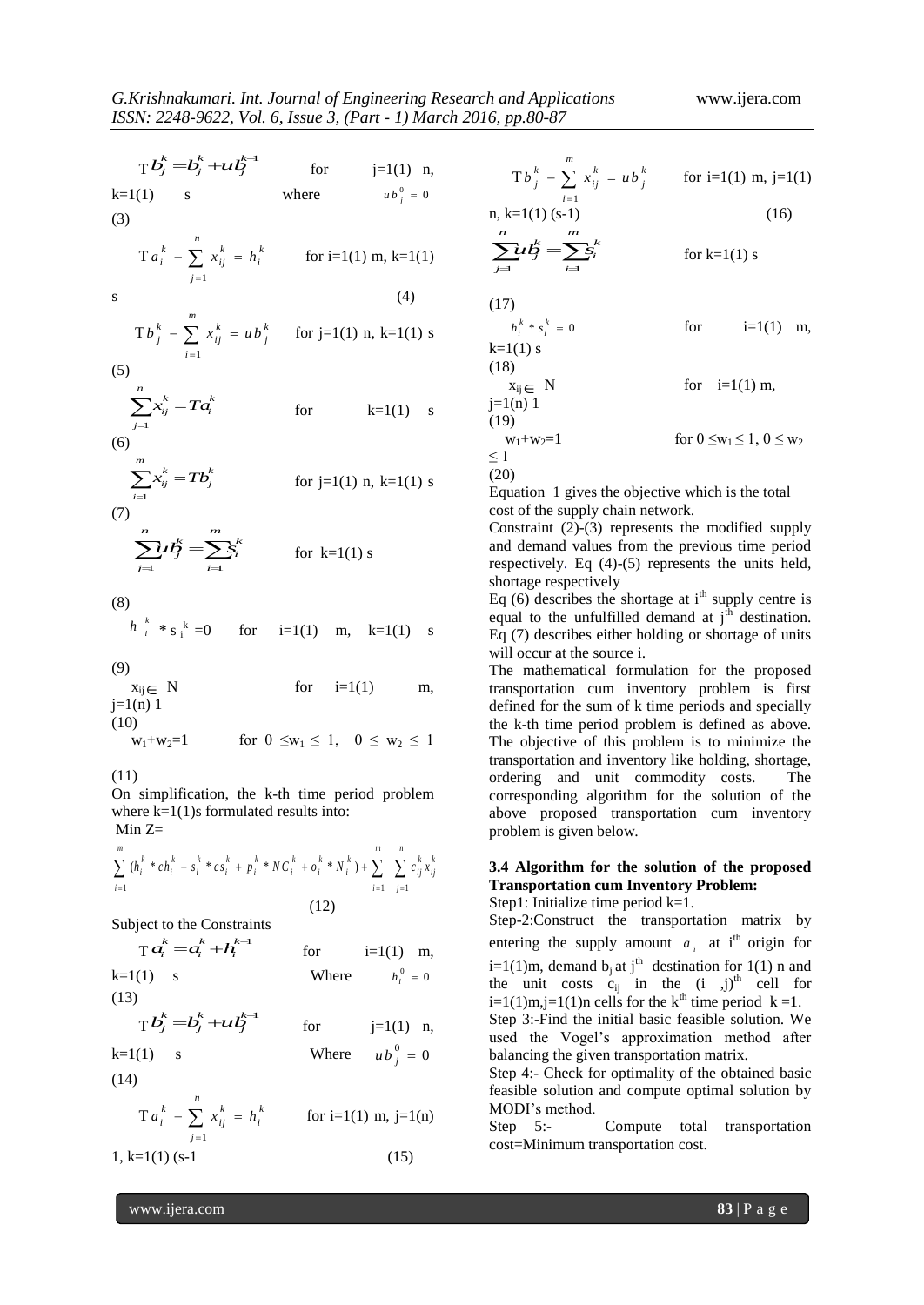$$Tb_j^k = b_j^k + ub_j^{k-1} \quad \text{for } j=1(1)\ n,\ k=1(1)\ s \quad \text{where } ub_j^0 = 0 \tag{3}$$

$$Ta_i^k - \sum_{j=1}^{n} x_{ij}^k = h_i^k \quad \text{for } i=1(1)\ m,\ k=1(1)\ s \tag{4}$$

$$Tb_j^k - \sum_{i=1}^{m} x_{ij}^k = ub_j^k \quad \text{for } j=1(1)\ n,\ k=1(1)\ s \tag{5}$$

$$\sum_{j=1}^{n} x_{ij}^k = Ta_i^k \quad \text{for } k=1(1)\ s \tag{6}$$

$$\sum_{i=1}^{m} x_{ij}^k = Tb_j^k \quad \text{for } j=1(1)\ n,\ k=1(1)\ s \tag{7}$$

$$\sum_{j=1}^{n} ub_j^k = \sum_{i=1}^{m} s_i^k \quad \text{for } k=1(1)\ s \tag{8}$$

$$h_i^k * s_i^k = 0 \quad \text{for } i=1(1)\ m,\ k=1(1)\ s \tag{9}$$

$$x_{ij} \in N \quad \text{for } i=1(1)\ m,\ j=1(n)\ 1 \tag{10}$$

$$w_1+w_2=1 \quad \text{for } 0 \le w_1 \le 1,\ 0 \le w_2 \le 1 \tag{11}$$

On simplification, the k-th time period problem where k=1(1)s formulated results into:

Min Z=

$$\sum_{i=1}^{m} (h_i^k * ch_i^k + s_i^k * cs_i^k + p_i^k * NC_i^k + o_i^k * N_i^k) + \sum_{i=1}^{m} \sum_{j=1}^{n} c_{ij}^k x_{ij}^k \tag{12}$$

Subject to the Constraints

$$Ta_i^k = a_i^k + h_i^{k-1} \quad \text{for } i=1(1)\ m,\ k=1(1)\ s \quad \text{Where } h_i^0 = 0 \tag{13}$$

$$Tb_j^k = b_j^k + ub_j^{k-1} \quad \text{for } j=1(1)\ n,\ k=1(1)\ s \quad \text{Where } ub_j^0 = 0 \tag{14}$$

$$Ta_i^k - \sum_{j=1}^{n} x_{ij}^k = h_i^k \quad \text{for } i=1(1)\ m,\ j=1(n)\ 1,\ k=1(1)\ (s-1) \tag{15}$$

$$Tb_j^k - \sum_{i=1}^{m} x_{ij}^k = ub_j^k \quad \text{for } i=1(1)\ m,\ j=1(1)\ n,\ k=1(1)\ (s-1) \tag{16}$$

$$\sum_{j=1}^{n} ub_j^k = \sum_{i=1}^{m} s_i^k \quad \text{for } k=1(1)\ s \tag{17}$$

$$h_i^k * s_i^k = 0 \quad \text{for } i=1(1)\ m,\ k=1(1)\ s \tag{18}$$

$$x_{ij} \in N \quad \text{for } i=1(1)\ m,\ j=1(n)\ 1 \tag{19}$$

$$w_1+w_2=1 \quad \text{for } 0 \le w_1 \le 1,\ 0 \le w_2 \le 1 \tag{20}$$

Equation 1 gives the objective which is the total cost of the supply chain network.

Constraint (2)-(3) represents the modified supply and demand values from the previous time period respectively. Eq (4)-(5) represents the units held, shortage respectively

Eq (6) describes the shortage at $i^{th}$ supply centre is equal to the unfulfilled demand at $j^{th}$ destination. Eq (7) describes either holding or shortage of units will occur at the source i.

The mathematical formulation for the proposed transportation cum inventory problem is first defined for the sum of k time periods and specially the k-th time period problem is defined as above. The objective of this problem is to minimize the transportation and inventory like holding, shortage, ordering and unit commodity costs. The corresponding algorithm for the solution of the above proposed transportation cum inventory problem is given below.

### 3.4 Algorithm for the solution of the proposed Transportation cum Inventory Problem:

Step1: Initialize time period k=1.

Step-2:Construct the transportation matrix by entering the supply amount $a_i$ at $i^{th}$ origin for i=1(1)m, demand $b_j$ at $j^{th}$ destination for 1(1) n and the unit costs $c_{ij}$ in the $(i\ ,j)^{th}$ cell for i=1(1)m,j=1(1)n cells for the $k^{th}$ time period k =1.

Step 3:-Find the initial basic feasible solution. We used the Vogel's approximation method after balancing the given transportation matrix.

Step 4:- Check for optimality of the obtained basic feasible solution and compute optimal solution by MODI's method.

Step 5:- Compute total transportation cost=Minimum transportation cost.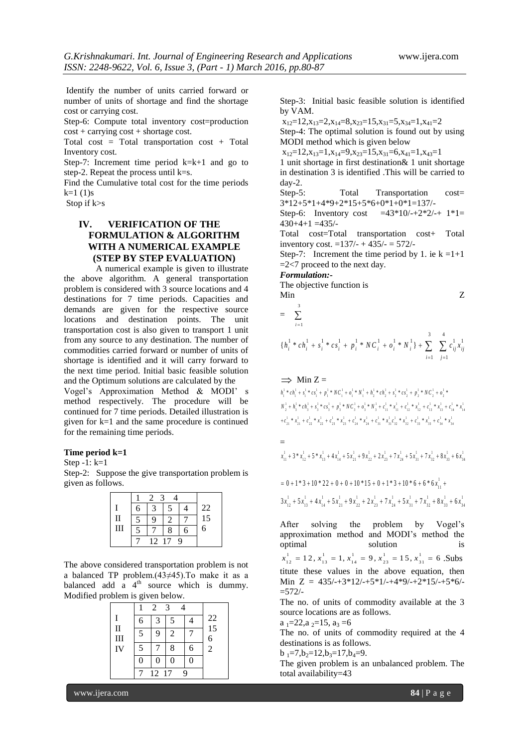Identify the number of units carried forward or number of units of shortage and find the shortage cost or carrying cost.

Step-6: Compute total inventory cost=production cost + carrying cost + shortage cost.

Total cost = Total transportation cost + Total Inventory cost.

Step-7: Increment time period k=k+1 and go to step-2. Repeat the process until k=s.

Find the Cumulative total cost for the time periods k=1 (1)s

Stop if k>s

## IV. VERIFICATION OF THE FORMULATION & ALGORITHM WITH A NUMERICAL EXAMPLE (STEP BY STEP EVALUATION)

A numerical example is given to illustrate the above algorithm. A general transportation problem is considered with 3 source locations and 4 destinations for 7 time periods. Capacities and demands are given for the respective source locations and destination points. The unit transportation cost is also given to transport 1 unit from any source to any destination. The number of commodities carried forward or number of units of shortage is identified and it will carry forward to the next time period. Initial basic feasible solution and the Optimum solutions are calculated by the Vogel's Approximation Method & MODI' s method respectively. The procedure will be continued for 7 time periods. Detailed illustration is given for k=1 and the same procedure is continued for the remaining time periods.

**Time period k=1**

Step -1: k=1

Step-2: Suppose the give transportation problem is given as follows.

| | 1 | 2 | 3 | 4 | |
|---|---|---|---|---|---|
| I | 6 | 3 | 5 | 4 | 22 |
| II | 5 | 9 | 2 | 7 | 15 |
| III | 5 | 7 | 8 | 6 | 6 |
| | 7 | 12 | 17 | 9 | |

The above considered transportation problem is not a balanced TP problem.(43≠45).To make it as a balanced add a 4[th] source which is dummy. Modified problem is given below.

| | 1 | 2 | 3 | 4 | |
|---|---|---|---|---|---|
| I | 6 | 3 | 5 | 4 | 22 |
| II | 5 | 9 | 2 | 7 | 15 |
| III | 5 | 7 | 8 | 6 | 6 |
| IV | 0 | 0 | 0 | 0 | 2 |
| | 7 | 12 | 17 | 9 | |

Step-3: Initial basic feasible solution is identified by VAM.

$x_{12}=12, x_{13}=2, x_{14}=8, x_{23}=15, x_{31}=5, x_{34}=1, x_{41}=2$

Step-4: The optimal solution is found out by using MODI method which is given below

$x_{12}=12, x_{13}=1, x_{14}=9, x_{23}=15, x_{31}=6, x_{41}=1, x_{43}=1$

1 unit shortage in first destination& 1 unit shortage in destination 3 is identified .This will be carried to day-2.

Step-5: Total Transportation cost= 3*12+5*1+4*9+2*15+5*6+0*1+0*1=137/-

Step-6: Inventory cost =43*10/-+2*2/-+ 1*1= 430+4+1 =435/-

Total cost=Total transportation cost+ Total inventory cost. =137/- + 435/- = 572/-

Step-7: Increment the time period by 1. ie k =1+1 =2<7 proceed to the next day.

***Formulation:-***

The objective function is

$$\text{Min } Z = \sum_{i=1}^{3} \{h_i^1 * ch_i^1 + s_i^1 * cs_i^1 + p_i^1 * NC_i^1 + o_i^1 * N_i^1\} + \sum_{i=1}^{3} \sum_{j=1}^{4} c_{ij}^1 x_{ij}^1$$

$$\Rightarrow \text{Min } Z = h_1^1 * ch_1^1 + s_1^1 * cs_1^1 + p_1^1 * NC_1^1 + o_1^1 * N_1^1 + h_2^1 * ch_2^1 + s_2^1 * cs_2^1 + p_2^1 * NC_2^1 + o_2^1 * N_2^1 + h_3^1 * ch_3^1 + s_3^1 * cs_3^1 + p_3^1 * NC_3^1 + o_3^1 * N_3^1 + c_{11}^1 * x_{11}^1 + c_{12}^1 * x_{12}^1 + c_{13}^1 * x_{13}^1 + c_{14}^1 * x_{14}^1 + c_{21}^1 * x_{21}^1 + c_{22}^1 * x_{22}^1 + c_{23}^1 * x_{23}^1 + c_{24}^1 * x_{24}^1 + c_{31}^1 * x_{31}^1 c_{32}^1 * x_{32}^1 + c_{33}^1 * x_{33}^1 + c_{34}^1 * x_{34}^1$$

$$= x_{11}^1 + 3 * x_{12}^1 + 5 * x_{13}^1 + 4x_{14}^1 + 5x_{21}^1 + 9x_{22}^1 + 2x_{23}^1 + 7x_{24}^1 + 5x_{31}^1 + 7x_{32}^1 + 8x_{33}^1 + 6x_{34}^1$$

$$= 0 + 1 * 3 + 10 * 22 + 0 + 0 + 10 * 15 + 0 + 1 * 3 + 10 * 6 + 6 * 6x_{11}^1 + 3x_{12}^1 + 5x_{13}^1 + 4x_{14}^1 + 5x_{21}^1 + 9x_{22}^1 + 2x_{23}^1 + 7x_{24}^1 + 5x_{31}^1 + 7x_{32}^1 + 8x_{33}^1 + 6x_{34}^1$$

After solving the problem by Vogel's approximation method and MODI's method the optimal solution is $x_{12}^1 = 12, x_{13}^1 = 1, x_{14}^1 = 9, x_{23}^1 = 15, x_{31}^1 = 6$ .Substitute these values in the above equation, then Min Z = 435/-+3*12/-+5*1/-+4*9/-+2*15/-+5*6/- =572/-

The no. of units of commodity available at the 3 source locations are as follows.

$a_1=22, a_2=15, a_3=6$

The no. of units of commodity required at the 4 destinations is as follows.

$b_1=7, b_2=12, b_3=17, b_4=9$.

The given problem is an unbalanced problem. The total availability=43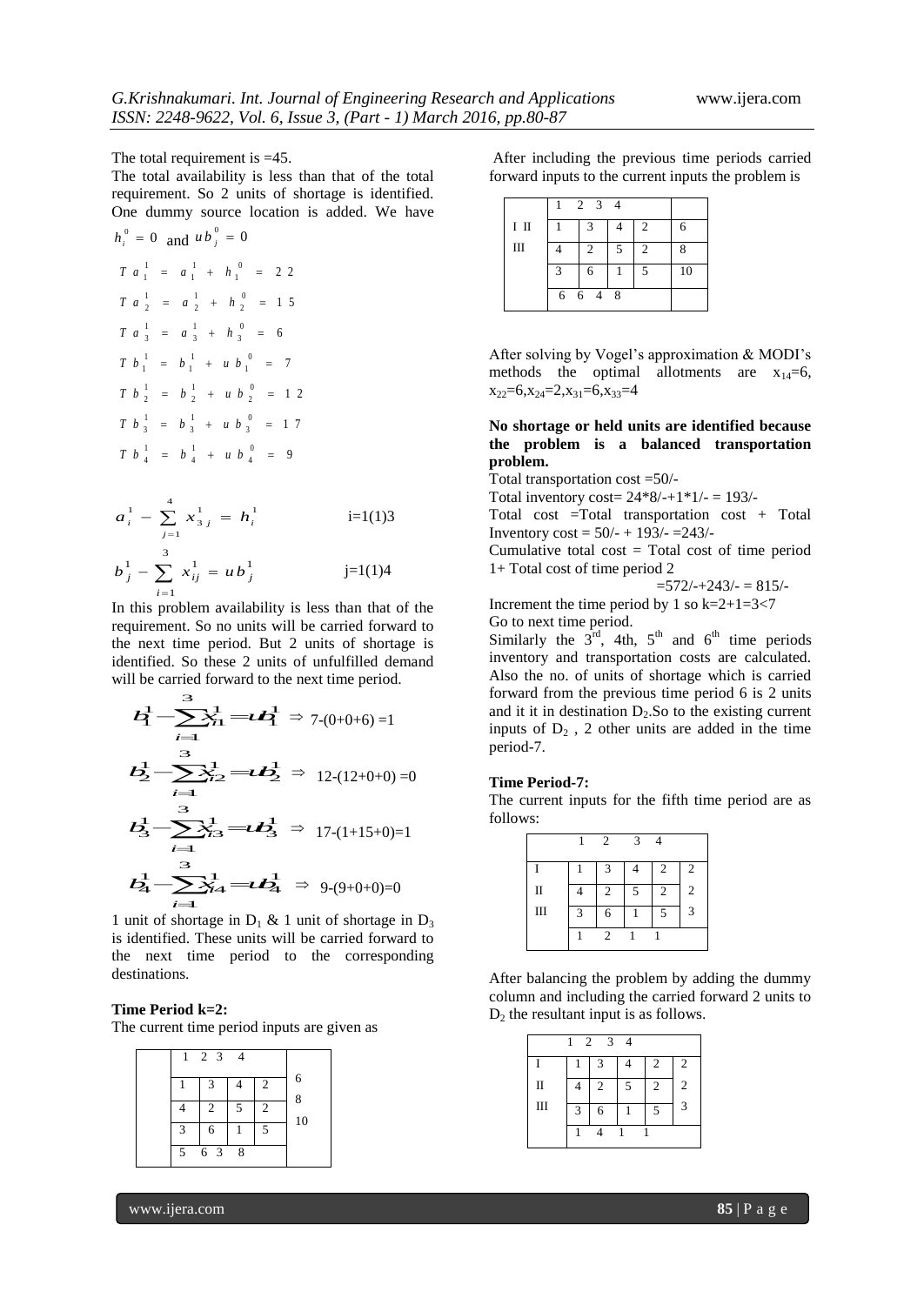The total requirement is =45.

The total availability is less than that of the total requirement. So 2 units of shortage is identified. One dummy source location is added. We have $h_i^0 = 0$ and $ub_j^0 = 0$

$$Ta_1^1 = a_1^1 + h_1^0 = 22$$

$$Ta_2^1 = a_2^1 + h_2^0 = 15$$

$$Ta_3^1 = a_3^1 + h_3^0 = 6$$

$$Tb_1^1 = b_1^1 + ub_1^0 = 7$$

$$Tb_2^1 = b_2^1 + ub_2^0 = 12$$

$$Tb_3^1 = b_3^1 + ub_3^0 = 17$$

$$Tb_4^1 = b_4^1 + ub_4^0 = 9$$

$$a_i^1 - \sum_{j=1}^{4} x_{3j}^1 = h_i^1 \qquad i=1(1)3$$

$$b_j^1 - \sum_{i=1}^{3} x_{ij}^1 = ub_j^1 \qquad j=1(1)4$$

In this problem availability is less than that of the requirement. So no units will be carried forward to the next time period. But 2 units of shortage is identified. So these 2 units of unfulfilled demand will be carried forward to the next time period.

$$b_1^1 - \sum_{i=1}^{3} x_{i1}^1 = ub_1^1 \Rightarrow 7\text{-}(0+0+6) = 1$$

$$b_2^1 - \sum_{i=1}^{3} x_{i2}^1 = ub_2^1 \Rightarrow 12\text{-}(12+0+0) = 0$$

$$b_3^1 - \sum_{i=1}^{3} x_{i3}^1 = ub_3^1 \Rightarrow 17\text{-}(1+15+0) = 1$$

$$b_4^1 - \sum_{i=1}^{3} x_{i4}^1 = ub_4^1 \Rightarrow 9\text{-}(9+0+0) = 0$$

1 unit of shortage in $D_1$ & 1 unit of shortage in $D_3$ is identified. These units will be carried forward to the next time period to the corresponding destinations.

**Time Period k=2:**

The current time period inputs are given as

| | 1 | 2 | 3 | 4 | |
|---|---|---|---|---|---|
| | 1 | 3 | 4 | 2 | 6 |
| | 4 | 2 | 5 | 2 | 8 |
| | 3 | 6 | 1 | 5 | 10 |
| | 5 | 6 | 3 | 8 | |

After including the previous time periods carried forward inputs to the current inputs the problem is

| | 1 | 2 | 3 | 4 | |
|---|---|---|---|---|---|
| I | 1 | 3 | 4 | 2 | 6 |
| II | 4 | 2 | 5 | 2 | 8 |
| III | 3 | 6 | 1 | 5 | 10 |
| | 6 | 6 | 4 | 8 | |

After solving by Vogel's approximation & MODI's methods the optimal allotments are $x_{14}=6$, $x_{22}=6, x_{24}=2, x_{31}=6, x_{33}=4$

**No shortage or held units are identified because the problem is a balanced transportation problem.**

Total transportation cost =50/-

Total inventory cost= 24*8/-+1*1/- = 193/-

Total cost =Total transportation cost + Total Inventory cost = 50/- + 193/- =243/-

Cumulative total cost = Total cost of time period 1+ Total cost of time period 2

=572/-+243/- = 815/-

Increment the time period by 1 so k=2+1=3<7

Go to next time period.

Similarly the 3rd, 4th, 5th and 6th time periods inventory and transportation costs are calculated. Also the no. of units of shortage which is carried forward from the previous time period 6 is 2 units and it it in destination $D_2$.So to the existing current inputs of $D_2$ , 2 other units are added in the time period-7.

**Time Period-7:**

The current inputs for the fifth time period are as follows:

| | 1 | 2 | 3 | 4 | |
|---|---|---|---|---|---|
| I | 1 | 3 | 4 | 2 | 2 |
| II | 4 | 2 | 5 | 2 | 2 |
| III | 3 | 6 | 1 | 5 | 3 |
| | 1 | 2 | 1 | 1 | |

After balancing the problem by adding the dummy column and including the carried forward 2 units to $D_2$ the resultant input is as follows.

| | 1 | 2 | 3 | 4 | |
|---|---|---|---|---|---|
| I | 1 | 3 | 4 | 2 | 2 |
| II | 4 | 2 | 5 | 2 | 2 |
| III | 3 | 6 | 1 | 5 | 3 |
| | 1 | 4 | 1 | 1 | |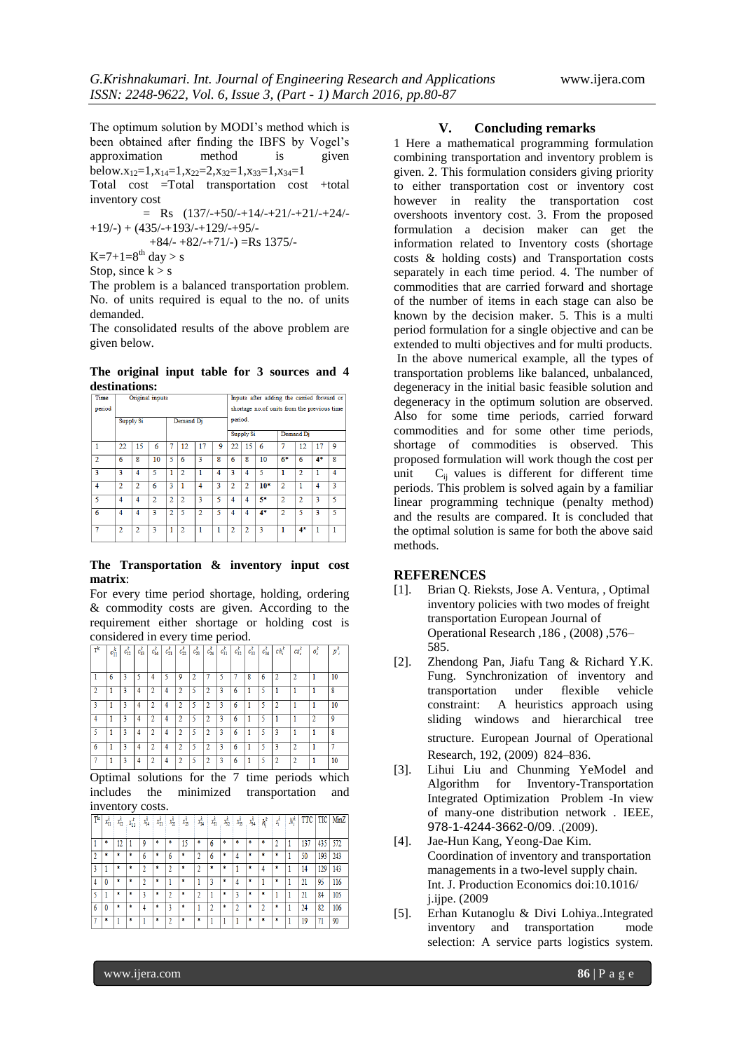The optimum solution by MODI's method which is been obtained after finding the IBFS by Vogel's approximation method is given below.$x_{12}$=1,$x_{14}$=1,$x_{22}$=2,$x_{32}$=1,$x_{33}$=1,$x_{34}$=1

Total cost =Total transportation cost +total inventory cost

= Rs (137/-+50/-+14/-+21/-+21/-+24/-+19/-) + (435/-+193/-+129/-+95/-+84/- +82/-+71/-) =Rs 1375/-

K=7+1=8[th] day > s

Stop, since k > s

The problem is a balanced transportation problem. No. of units required is equal to the no. of units demanded.

The consolidated results of the above problem are given below.

**The original input table for 3 sources and 4 destinations:**

| Time period | Original inputs | | | | | | | Inputs after adding the carried forward or shortage no.of units from the previous time period | | | | | | |
|---|---|---|---|---|---|---|---|---|---|---|---|---|---|---|
| | Supply Si | | | Demand Dj | | | | Supply Si | | | Demand Dj | | | |
| 1 | 22 | 15 | 6 | 7 | 12 | 17 | 9 | 22 | 15 | 6 | 7 | 12 | 17 | 9 |
| 2 | 6 | 8 | 10 | 5 | 6 | 3 | 8 | 6 | 8 | 10 | 6* | 6 | 4* | 8 |
| 3 | 3 | 4 | 5 | 1 | 2 | 1 | 4 | 3 | 4 | 5 | 1 | 2 | 1 | 4 |
| 4 | 2 | 2 | 6 | 3 | 1 | 4 | 3 | 2 | 2 | 10* | 2 | 1 | 4 | 3 |
| 5 | 4 | 4 | 2 | 2 | 2 | 3 | 5 | 4 | 4 | 5* | 2 | 2 | 3 | 5 |
| 6 | 4 | 4 | 3 | 2 | 5 | 2 | 5 | 4 | 4 | 4* | 2 | 5 | 3 | 5 |
| 7 | 2 | 2 | 3 | 1 | 2 | 1 | 1 | 2 | 2 | 3 | 1 | 4* | 1 | 1 |

**The Transportation & inventory input cost matrix**:

For every time period shortage, holding, ordering & commodity costs are given. According to the requirement either shortage or holding cost is considered in every time period.

| $T^k$ | $c_{11}^k$ | $c_{12}^k$ | $c_{13}^k$ | $c_{14}^k$ | $c_{21}^k$ | $c_{22}^k$ | $c_{23}^k$ | $c_{24}^k$ | $c_{31}^k$ | $c_{32}^k$ | $c_{33}^k$ | $c_{34}^k$ | $ch_i^k$ | $cs_i^k$ | $o_i^k$ | $p_i^k$ |
|---|---|---|---|---|---|---|---|---|---|---|---|---|---|---|---|---|
| 1 | 6 | 3 | 5 | 4 | 5 | 9 | 2 | 7 | 5 | 7 | 8 | 6 | 2 | 2 | 1 | 10 |
| 2 | 1 | 3 | 4 | 2 | 4 | 2 | 5 | 2 | 3 | 6 | 1 | 5 | 1 | 1 | 1 | 8 |
| 3 | 1 | 3 | 4 | 2 | 4 | 2 | 5 | 2 | 3 | 6 | 1 | 5 | 2 | 1 | 1 | 10 |
| 4 | 1 | 3 | 4 | 2 | 4 | 2 | 5 | 2 | 3 | 6 | 1 | 5 | 1 | 1 | 2 | 9 |
| 5 | 1 | 3 | 4 | 2 | 4 | 2 | 5 | 2 | 3 | 6 | 1 | 5 | 3 | 1 | 1 | 8 |
| 6 | 1 | 3 | 4 | 2 | 4 | 2 | 5 | 2 | 3 | 6 | 1 | 5 | 3 | 2 | 1 | 7 |
| 7 | 1 | 3 | 4 | 2 | 4 | 2 | 5 | 2 | 3 | 6 | 1 | 5 | 2 | 2 | 1 | 10 |

Optimal solutions for the 7 time periods which includes the minimized transportation and inventory costs.

| $T^k$ | $x_{11}^k$ | $x_{12}^k$ | $x_{13}^k$ | $x_{14}^k$ | $x_{21}^k$ | $x_{22}^k$ | $x_{23}^k$ | $x_{24}^k$ | $x_{31}^k$ | $x_{32}^k$ | $x_{33}^k$ | $x_{34}^k$ | $R_i^k$ | $s_i^k$ | $N_i^k$ | TTC | TIC | MinZ |
|---|---|---|---|---|---|---|---|---|---|---|---|---|---|---|---|---|---|---|
| 1 | * | 12 | 1 | 9 | * | * | 15 | * | 6 | * | * | * | * | 2 | 1 | 137 | 435 | 572 |
| 2 | * | * | * | 6 | * | 6 | * | 2 | 6 | * | 4 | * | * | * | 1 | 50 | 193 | 243 |
| 3 | 1 | * | * | 2 | * | 2 | * | 2 | * | * | 1 | * | 4 | * | 1 | 14 | 129 | 143 |
| 4 | 0 | * | * | 2 | * | 1 | * | 1 | 3 | * | 4 | * | 1 | * | 1 | 21 | 95 | 116 |
| 5 | 1 | * | * | 3 | * | 2 | * | 2 | 1 | * | 3 | * | * | 1 | 1 | 21 | 84 | 105 |
| 6 | 0 | * | * | 4 | * | 3 | * | 1 | 2 | * | 2 | * | 2 | * | 1 | 24 | 82 | 106 |
| 7 | * | 1 | * | 1 | * | 2 | * | * | 1 | 1 | 1 | * | * | * | 1 | 19 | 71 | 90 |

## V. Concluding remarks

1 Here a mathematical programming formulation combining transportation and inventory problem is given. 2. This formulation considers giving priority to either transportation cost or inventory cost however in reality the transportation cost overshoots inventory cost. 3. From the proposed formulation a decision maker can get the information related to Inventory costs (shortage costs & holding costs) and Transportation costs separately in each time period. 4. The number of commodities that are carried forward and shortage of the number of items in each stage can also be known by the decision maker. 5. This is a multi period formulation for a single objective and can be extended to multi objectives and for multi products. In the above numerical example, all the types of transportation problems like balanced, unbalanced, degeneracy in the initial basic feasible solution and degeneracy in the optimum solution are observed. Also for some time periods, carried forward commodities and for some other time periods, shortage of commodities is observed. This proposed formulation will work though the cost per unit $C_{ij}$ values is different for different time periods. This problem is solved again by a familiar linear programming technique (penalty method) and the results are compared. It is concluded that the optimal solution is same for both the above said methods.

## REFERENCES

[1]. Brian Q. Rieksts, Jose A. Ventura, , Optimal inventory policies with two modes of freight transportation European Journal of Operational Research ,186 , (2008) ,576–585.

[2]. Zhendong Pan, Jiafu Tang & Richard Y.K. Fung. Synchronization of inventory and transportation under flexible vehicle constraint: A heuristics approach using sliding windows and hierarchical tree structure. European Journal of Operational Research, 192, (2009) 824–836.

[3]. Lihui Liu and Chunming YeModel and Algorithm for Inventory-Transportation Integrated Optimization Problem -In view of many-one distribution network . IEEE, 978-1-4244-3662-0/09. .(2009).

[4]. Jae-Hun Kang, Yeong-Dae Kim. Coordination of inventory and transportation managements in a two-level supply chain. Int. J. Production Economics doi:10.1016/ j.ijpe. (2009

[5]. Erhan Kutanoglu & Divi Lohiya..Integrated inventory and transportation mode selection: A service parts logistics system.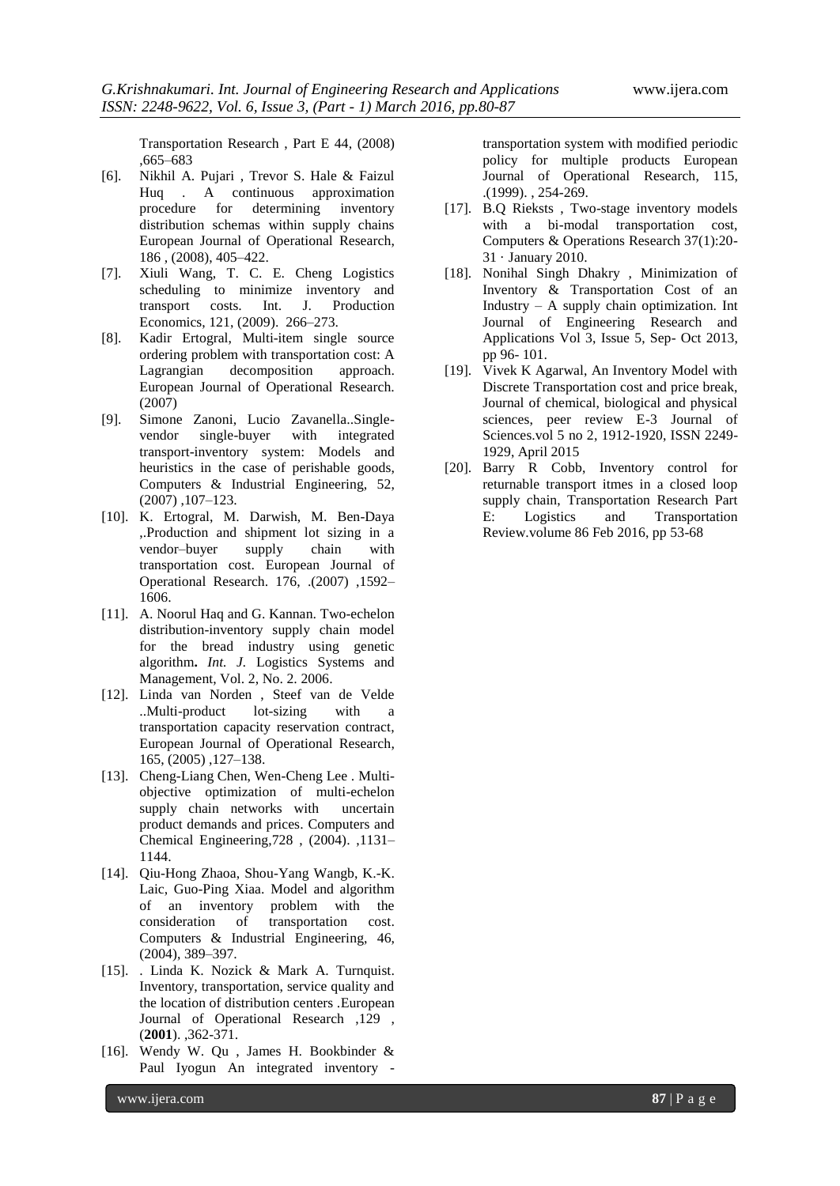Transportation Research , Part E 44, (2008) ,665–683

[6]. Nikhil A. Pujari , Trevor S. Hale & Faizul Huq . A continuous approximation procedure for determining inventory distribution schemas within supply chains European Journal of Operational Research, 186 , (2008), 405–422.

[7]. Xiuli Wang, T. C. E. Cheng Logistics scheduling to minimize inventory and transport costs. Int. J. Production Economics, 121, (2009). 266–273.

[8]. Kadir Ertogral, Multi-item single source ordering problem with transportation cost: A Lagrangian decomposition approach. European Journal of Operational Research. (2007)

[9]. Simone Zanoni, Lucio Zavanella..Single-vendor single-buyer with integrated transport-inventory system: Models and heuristics in the case of perishable goods, Computers & Industrial Engineering, 52, (2007) ,107–123.

[10]. K. Ertogral, M. Darwish, M. Ben-Daya ,.Production and shipment lot sizing in a vendor–buyer supply chain with transportation cost. European Journal of Operational Research. 176, .(2007) ,1592–1606.

[11]. A. Noorul Haq and G. Kannan. Two-echelon distribution-inventory supply chain model for the bread industry using genetic algorithm**.** *Int. J.* Logistics Systems and Management, Vol. 2, No. 2. 2006.

[12]. Linda van Norden , Steef van de Velde ..Multi-product lot-sizing with a transportation capacity reservation contract, European Journal of Operational Research, 165, (2005) ,127–138.

[13]. Cheng-Liang Chen, Wen-Cheng Lee . Multi-objective optimization of multi-echelon supply chain networks with uncertain product demands and prices. Computers and Chemical Engineering,728 , (2004). ,1131–1144.

[14]. Qiu-Hong Zhaoa, Shou-Yang Wangb, K.-K. Laic, Guo-Ping Xiaa. Model and algorithm of an inventory problem with the consideration of transportation cost. Computers & Industrial Engineering, 46, (2004), 389–397.

[15]. . Linda K. Nozick & Mark A. Turnquist. Inventory, transportation, service quality and the location of distribution centers .European Journal of Operational Research ,129 , (**2001**). ,362-371.

[16]. Wendy W. Qu , James H. Bookbinder & Paul Iyogun An integrated inventory -transportation system with modified periodic policy for multiple products European Journal of Operational Research, 115, .(1999). , 254-269.

[17]. B.Q Rieksts , Two-stage inventory models with a bi-modal transportation cost, Computers & Operations Research 37(1):20-31 · January 2010.

[18]. Nonihal Singh Dhakry , Minimization of Inventory & Transportation Cost of an Industry – A supply chain optimization. Int Journal of Engineering Research and Applications Vol 3, Issue 5, Sep- Oct 2013, pp 96- 101.

[19]. Vivek K Agarwal, An Inventory Model with Discrete Transportation cost and price break, Journal of chemical, biological and physical sciences, peer review E-3 Journal of Sciences.vol 5 no 2, 1912-1920, ISSN 2249-1929, April 2015

[20]. Barry R Cobb, Inventory control for returnable transport itmes in a closed loop supply chain, Transportation Research Part E: Logistics and Transportation Review.volume 86 Feb 2016, pp 53-68